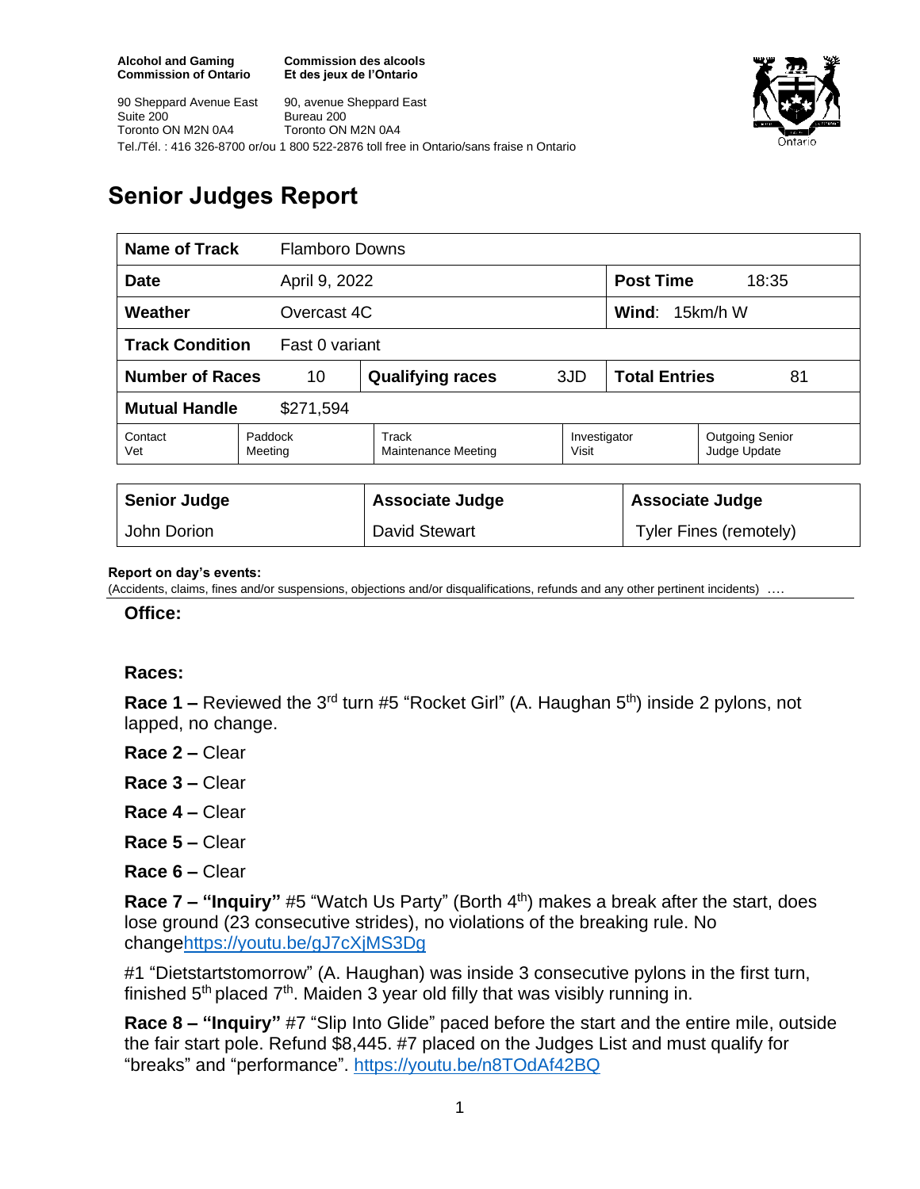**Alcohol and Gaming Commission of Ontario**
90 Sheppard Avenue East
Suite 200
Toronto ON M2N 0A4

**Commission des alcools Et des jeux de l'Ontario**
90, avenue Sheppard East
Bureau 200
Toronto ON M2N 0A4

Tel./Tél. : 416 326-8700 or/ou 1 800 522-2876 toll free in Ontario/sans fraise n Ontario

# Senior Judges Report

| **Name of Track** | Flamboro Downs | | | | |
|---|---|---|---|---|---|
| **Date** | April 9, 2022 | | | **Post Time** | 18:35 |
| **Weather** | Overcast 4C | | | **Wind**: 15km/h W | |
| **Track Condition** | Fast 0 variant | | | | |
| **Number of Races** | 10 | **Qualifying races** | 3JD | **Total Entries** | 81 |
| **Mutual Handle** | $271,594 | | | | |
| Contact Vet | Paddock Meeting | Track Maintenance Meeting | Investigator Visit | Outgoing Senior Judge Update | |

| **Senior Judge** | **Associate Judge** | **Associate Judge** |
|---|---|---|
| John Dorion | David Stewart | Tyler Fines (remotely) |

**Report on day's events:**
(Accidents, claims, fines and/or suspensions, objections and/or disqualifications, refunds and any other pertinent incidents) ….

**Office:**

**Races:**

**Race 1 –** Reviewed the 3rd turn #5 "Rocket Girl" (A. Haughan 5th) inside 2 pylons, not lapped, no change.

**Race 2 –** Clear

**Race 3 –** Clear

**Race 4 –** Clear

**Race 5 –** Clear

**Race 6 –** Clear

**Race 7 – "Inquiry"** #5 "Watch Us Party" (Borth 4th) makes a break after the start, does lose ground (23 consecutive strides), no violations of the breaking rule. No changehttps://youtu.be/gJ7cXjMS3Dg

#1 "Dietstartstomorrow" (A. Haughan) was inside 3 consecutive pylons in the first turn, finished 5th placed 7th. Maiden 3 year old filly that was visibly running in.

**Race 8 – "Inquiry"** #7 "Slip Into Glide" paced before the start and the entire mile, outside the fair start pole. Refund $8,445. #7 placed on the Judges List and must qualify for "breaks" and "performance". https://youtu.be/n8TOdAf42BQ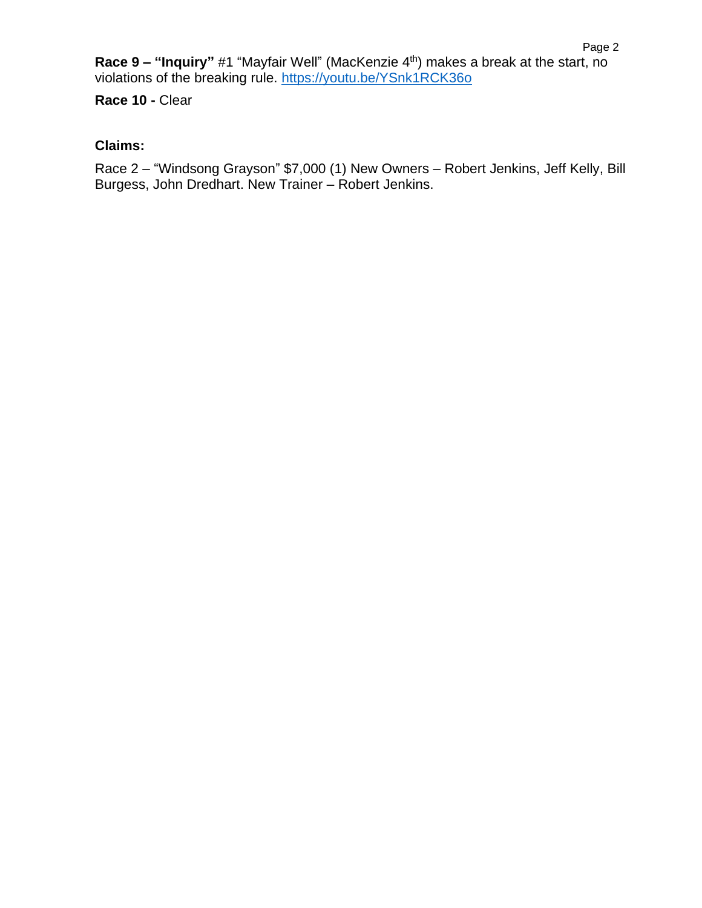**Race 9 – "Inquiry"** #1 "Mayfair Well" (MacKenzie 4th) makes a break at the start, no violations of the breaking rule. https://youtu.be/YSnk1RCK36o

**Race 10 -** Clear

**Claims:**

Race 2 – "Windsong Grayson" $7,000 (1) New Owners – Robert Jenkins, Jeff Kelly, Bill Burgess, John Dredhart. New Trainer – Robert Jenkins.